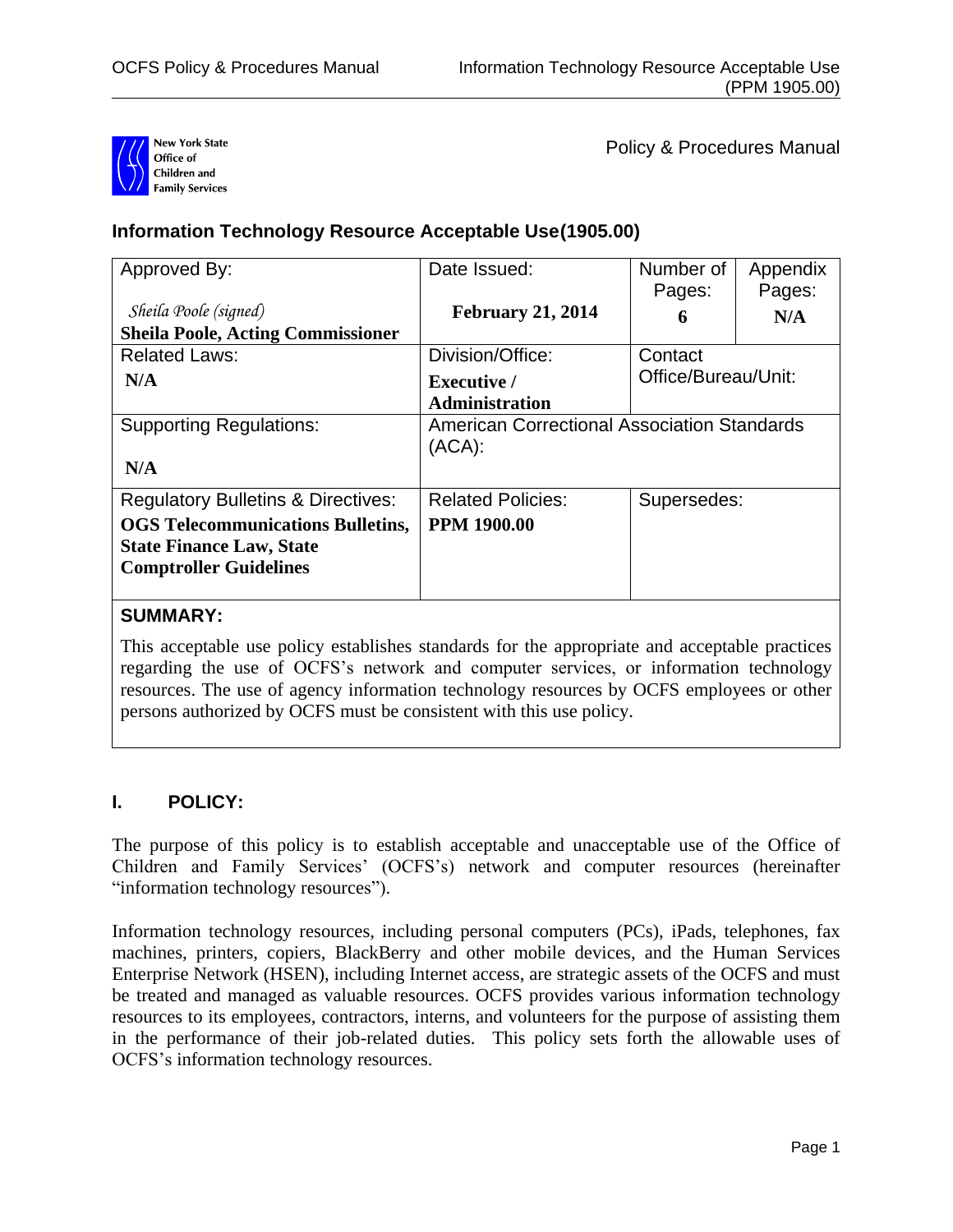New York State Office of Children and Family Services

Policy & Procedures Manual

## Information Technology Resource Acceptable Use(1905.00)

| Approved By: *Sheila Poole (signed)* **Sheila Poole, Acting Commissioner** | Date Issued: **February 21, 2014** | Number of Pages: **6** | Appendix Pages: **N/A** |
|---|---|---|---|
| Related Laws: **N/A** | Division/Office: **Executive / Administration** | Contact Office/Bureau/Unit: | |
| Supporting Regulations: **N/A** | American Correctional Association Standards (ACA): | | |
| Regulatory Bulletins & Directives: **OGS Telecommunications Bulletins, State Finance Law, State Comptroller Guidelines** | Related Policies: **PPM 1900.00** | Supersedes: | |

**SUMMARY:**

This acceptable use policy establishes standards for the appropriate and acceptable practices regarding the use of OCFS's network and computer services, or information technology resources. The use of agency information technology resources by OCFS employees or other persons authorized by OCFS must be consistent with this use policy.

## I. POLICY:

The purpose of this policy is to establish acceptable and unacceptable use of the Office of Children and Family Services' (OCFS's) network and computer resources (hereinafter "information technology resources").

Information technology resources, including personal computers (PCs), iPads, telephones, fax machines, printers, copiers, BlackBerry and other mobile devices, and the Human Services Enterprise Network (HSEN), including Internet access, are strategic assets of the OCFS and must be treated and managed as valuable resources. OCFS provides various information technology resources to its employees, contractors, interns, and volunteers for the purpose of assisting them in the performance of their job-related duties. This policy sets forth the allowable uses of OCFS's information technology resources.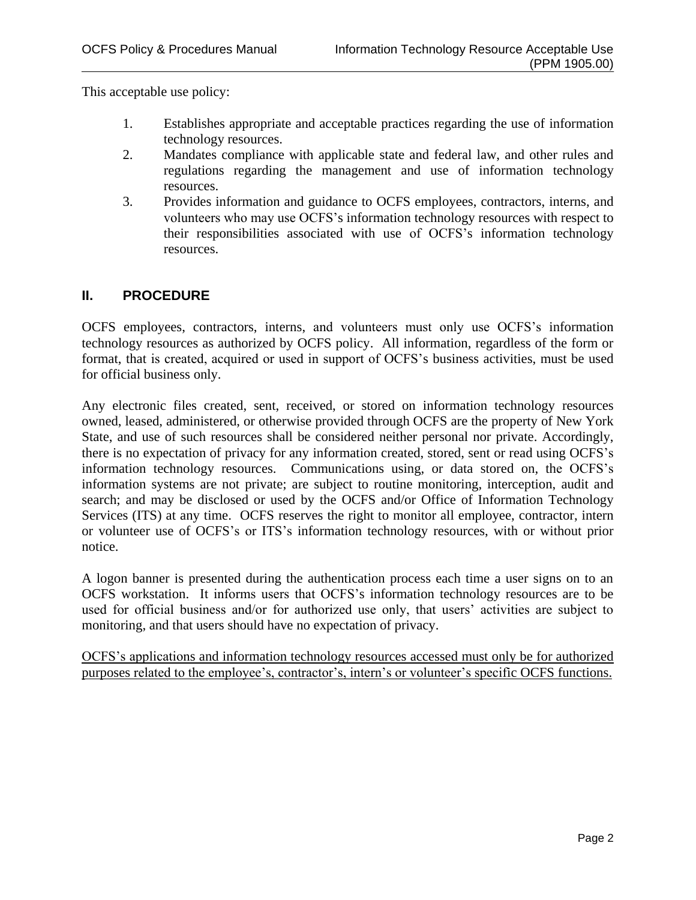This acceptable use policy:

1. Establishes appropriate and acceptable practices regarding the use of information technology resources.
2. Mandates compliance with applicable state and federal law, and other rules and regulations regarding the management and use of information technology resources.
3. Provides information and guidance to OCFS employees, contractors, interns, and volunteers who may use OCFS's information technology resources with respect to their responsibilities associated with use of OCFS's information technology resources.

## II. PROCEDURE

OCFS employees, contractors, interns, and volunteers must only use OCFS's information technology resources as authorized by OCFS policy. All information, regardless of the form or format, that is created, acquired or used in support of OCFS's business activities, must be used for official business only.

Any electronic files created, sent, received, or stored on information technology resources owned, leased, administered, or otherwise provided through OCFS are the property of New York State, and use of such resources shall be considered neither personal nor private. Accordingly, there is no expectation of privacy for any information created, stored, sent or read using OCFS's information technology resources. Communications using, or data stored on, the OCFS's information systems are not private; are subject to routine monitoring, interception, audit and search; and may be disclosed or used by the OCFS and/or Office of Information Technology Services (ITS) at any time. OCFS reserves the right to monitor all employee, contractor, intern or volunteer use of OCFS's or ITS's information technology resources, with or without prior notice.

A logon banner is presented during the authentication process each time a user signs on to an OCFS workstation. It informs users that OCFS's information technology resources are to be used for official business and/or for authorized use only, that users' activities are subject to monitoring, and that users should have no expectation of privacy.

<u>OCFS's applications and information technology resources accessed must only be for authorized purposes related to the employee's, contractor's, intern's or volunteer's specific OCFS functions.</u>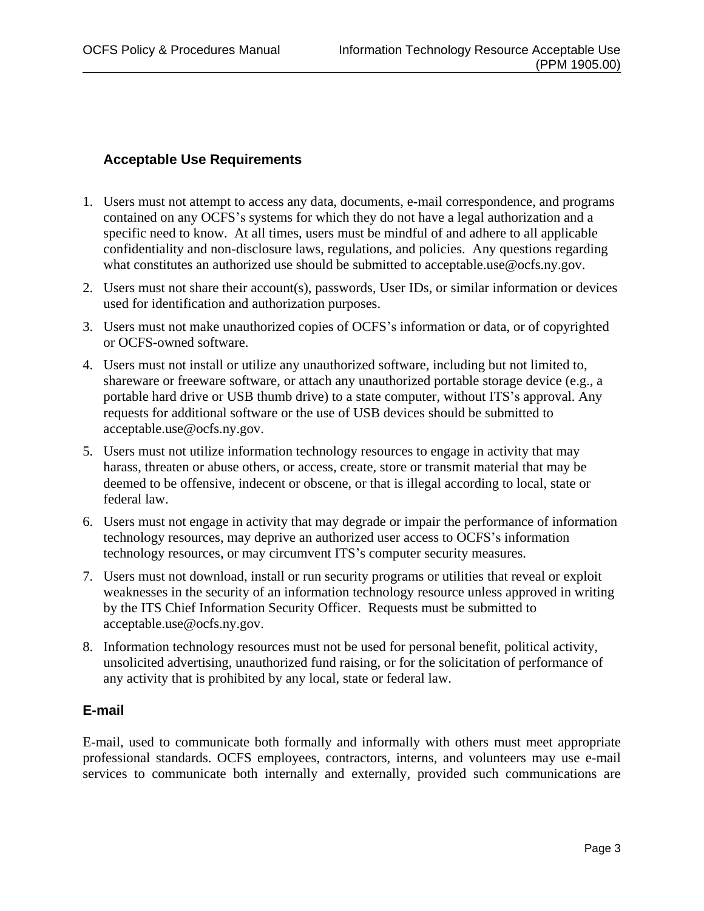### Acceptable Use Requirements

1. Users must not attempt to access any data, documents, e-mail correspondence, and programs contained on any OCFS's systems for which they do not have a legal authorization and a specific need to know. At all times, users must be mindful of and adhere to all applicable confidentiality and non-disclosure laws, regulations, and policies. Any questions regarding what constitutes an authorized use should be submitted to acceptable.use@ocfs.ny.gov.
2. Users must not share their account(s), passwords, User IDs, or similar information or devices used for identification and authorization purposes.
3. Users must not make unauthorized copies of OCFS's information or data, or of copyrighted or OCFS-owned software.
4. Users must not install or utilize any unauthorized software, including but not limited to, shareware or freeware software, or attach any unauthorized portable storage device (e.g., a portable hard drive or USB thumb drive) to a state computer, without ITS's approval. Any requests for additional software or the use of USB devices should be submitted to acceptable.use@ocfs.ny.gov.
5. Users must not utilize information technology resources to engage in activity that may harass, threaten or abuse others, or access, create, store or transmit material that may be deemed to be offensive, indecent or obscene, or that is illegal according to local, state or federal law.
6. Users must not engage in activity that may degrade or impair the performance of information technology resources, may deprive an authorized user access to OCFS's information technology resources, or may circumvent ITS's computer security measures.
7. Users must not download, install or run security programs or utilities that reveal or exploit weaknesses in the security of an information technology resource unless approved in writing by the ITS Chief Information Security Officer. Requests must be submitted to acceptable.use@ocfs.ny.gov.
8. Information technology resources must not be used for personal benefit, political activity, unsolicited advertising, unauthorized fund raising, or for the solicitation of performance of any activity that is prohibited by any local, state or federal law.

### E-mail

E-mail, used to communicate both formally and informally with others must meet appropriate professional standards. OCFS employees, contractors, interns, and volunteers may use e-mail services to communicate both internally and externally, provided such communications are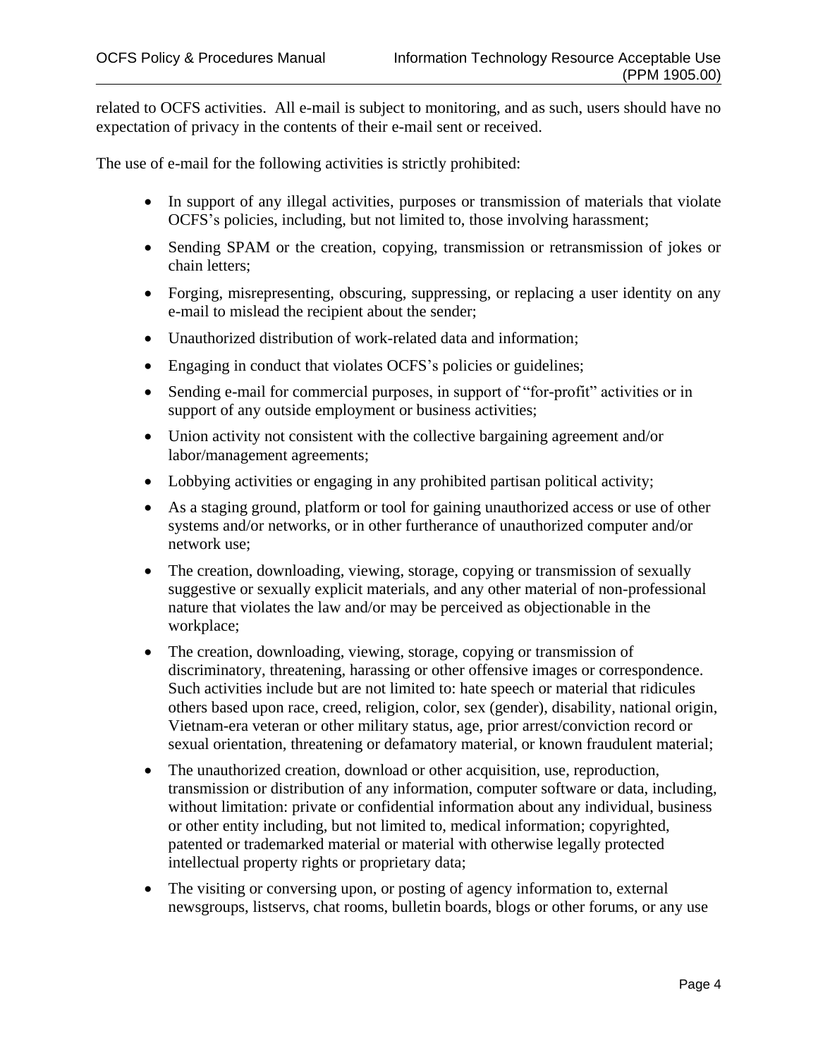related to OCFS activities. All e-mail is subject to monitoring, and as such, users should have no expectation of privacy in the contents of their e-mail sent or received.

The use of e-mail for the following activities is strictly prohibited:

- In support of any illegal activities, purposes or transmission of materials that violate OCFS's policies, including, but not limited to, those involving harassment;
- Sending SPAM or the creation, copying, transmission or retransmission of jokes or chain letters;
- Forging, misrepresenting, obscuring, suppressing, or replacing a user identity on any e-mail to mislead the recipient about the sender;
- Unauthorized distribution of work-related data and information;
- Engaging in conduct that violates OCFS's policies or guidelines;
- Sending e-mail for commercial purposes, in support of "for-profit" activities or in support of any outside employment or business activities;
- Union activity not consistent with the collective bargaining agreement and/or labor/management agreements;
- Lobbying activities or engaging in any prohibited partisan political activity;
- As a staging ground, platform or tool for gaining unauthorized access or use of other systems and/or networks, or in other furtherance of unauthorized computer and/or network use;
- The creation, downloading, viewing, storage, copying or transmission of sexually suggestive or sexually explicit materials, and any other material of non-professional nature that violates the law and/or may be perceived as objectionable in the workplace;
- The creation, downloading, viewing, storage, copying or transmission of discriminatory, threatening, harassing or other offensive images or correspondence. Such activities include but are not limited to: hate speech or material that ridicules others based upon race, creed, religion, color, sex (gender), disability, national origin, Vietnam-era veteran or other military status, age, prior arrest/conviction record or sexual orientation, threatening or defamatory material, or known fraudulent material;
- The unauthorized creation, download or other acquisition, use, reproduction, transmission or distribution of any information, computer software or data, including, without limitation: private or confidential information about any individual, business or other entity including, but not limited to, medical information; copyrighted, patented or trademarked material or material with otherwise legally protected intellectual property rights or proprietary data;
- The visiting or conversing upon, or posting of agency information to, external newsgroups, listservs, chat rooms, bulletin boards, blogs or other forums, or any use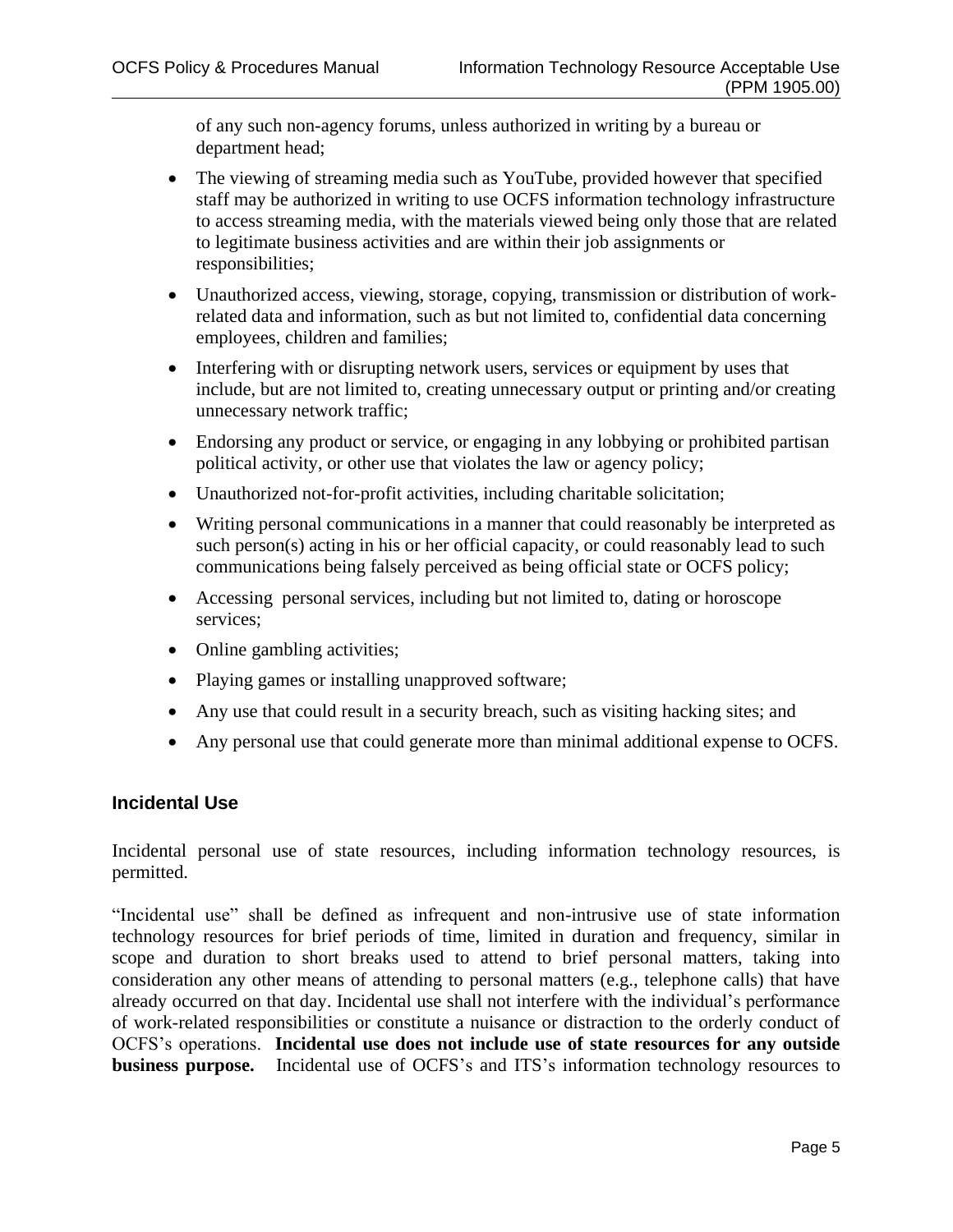of any such non-agency forums, unless authorized in writing by a bureau or department head;

- The viewing of streaming media such as YouTube, provided however that specified staff may be authorized in writing to use OCFS information technology infrastructure to access streaming media, with the materials viewed being only those that are related to legitimate business activities and are within their job assignments or responsibilities;
- Unauthorized access, viewing, storage, copying, transmission or distribution of work-related data and information, such as but not limited to, confidential data concerning employees, children and families;
- Interfering with or disrupting network users, services or equipment by uses that include, but are not limited to, creating unnecessary output or printing and/or creating unnecessary network traffic;
- Endorsing any product or service, or engaging in any lobbying or prohibited partisan political activity, or other use that violates the law or agency policy;
- Unauthorized not-for-profit activities, including charitable solicitation;
- Writing personal communications in a manner that could reasonably be interpreted as such person(s) acting in his or her official capacity, or could reasonably lead to such communications being falsely perceived as being official state or OCFS policy;
- Accessing personal services, including but not limited to, dating or horoscope services;
- Online gambling activities;
- Playing games or installing unapproved software;
- Any use that could result in a security breach, such as visiting hacking sites; and
- Any personal use that could generate more than minimal additional expense to OCFS.

### Incidental Use

Incidental personal use of state resources, including information technology resources, is permitted.

“Incidental use” shall be defined as infrequent and non-intrusive use of state information technology resources for brief periods of time, limited in duration and frequency, similar in scope and duration to short breaks used to attend to brief personal matters, taking into consideration any other means of attending to personal matters (e.g., telephone calls) that have already occurred on that day. Incidental use shall not interfere with the individual’s performance of work-related responsibilities or constitute a nuisance or distraction to the orderly conduct of OCFS’s operations. **Incidental use does not include use of state resources for any outside business purpose.** Incidental use of OCFS’s and ITS’s information technology resources to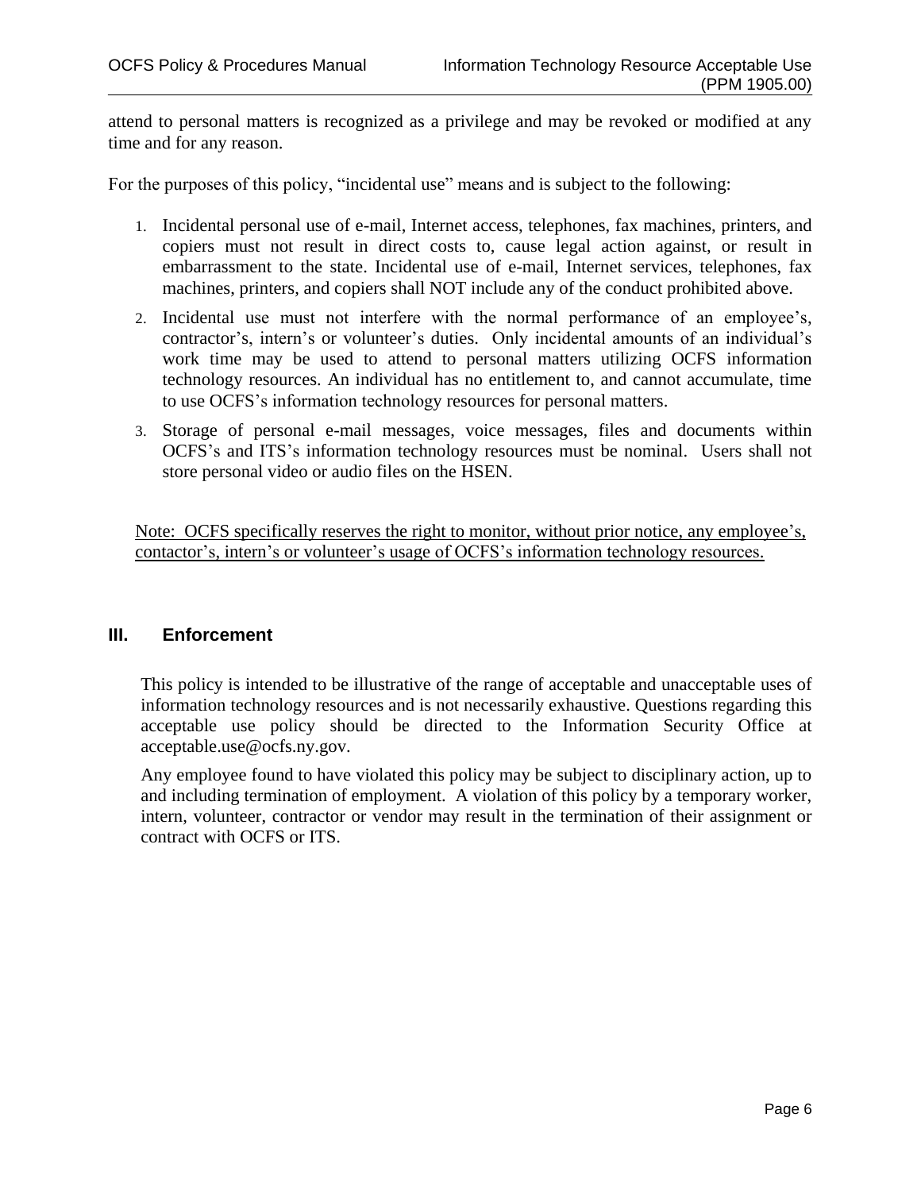attend to personal matters is recognized as a privilege and may be revoked or modified at any time and for any reason.

For the purposes of this policy, "incidental use" means and is subject to the following:

1. Incidental personal use of e-mail, Internet access, telephones, fax machines, printers, and copiers must not result in direct costs to, cause legal action against, or result in embarrassment to the state. Incidental use of e-mail, Internet services, telephones, fax machines, printers, and copiers shall NOT include any of the conduct prohibited above.
2. Incidental use must not interfere with the normal performance of an employee's, contractor's, intern's or volunteer's duties. Only incidental amounts of an individual's work time may be used to attend to personal matters utilizing OCFS information technology resources. An individual has no entitlement to, and cannot accumulate, time to use OCFS's information technology resources for personal matters.
3. Storage of personal e-mail messages, voice messages, files and documents within OCFS's and ITS's information technology resources must be nominal. Users shall not store personal video or audio files on the HSEN.

Note: OCFS specifically reserves the right to monitor, without prior notice, any employee's, contactor's, intern's or volunteer's usage of OCFS's information technology resources.

## III. Enforcement

This policy is intended to be illustrative of the range of acceptable and unacceptable uses of information technology resources and is not necessarily exhaustive. Questions regarding this acceptable use policy should be directed to the Information Security Office at acceptable.use@ocfs.ny.gov.

Any employee found to have violated this policy may be subject to disciplinary action, up to and including termination of employment. A violation of this policy by a temporary worker, intern, volunteer, contractor or vendor may result in the termination of their assignment or contract with OCFS or ITS.